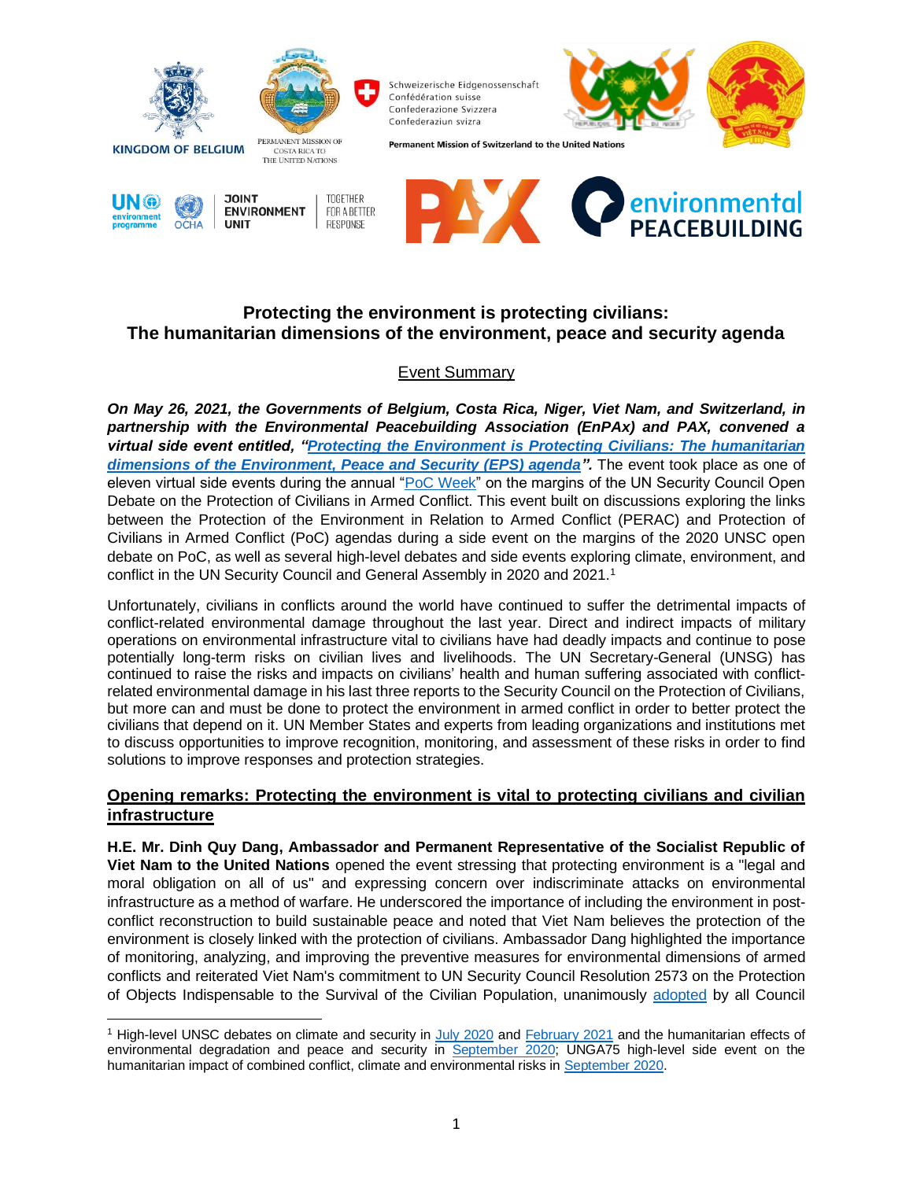# Protecting the environment is protecting civilians: The humanitarian dimensions of the environment, peace and security agenda

## Event Summary

***On May 26, 2021, the Governments of Belgium, Costa Rica, Niger, Viet Nam, and Switzerland, in partnership with the Environmental Peacebuilding Association (EnPAx) and PAX, convened a virtual side event entitled, "Protecting the Environment is Protecting Civilians: The humanitarian dimensions of the Environment, Peace and Security (EPS) agenda".*** The event took place as one of eleven virtual side events during the annual "PoC Week" on the margins of the UN Security Council Open Debate on the Protection of Civilians in Armed Conflict. This event built on discussions exploring the links between the Protection of the Environment in Relation to Armed Conflict (PERAC) and Protection of Civilians in Armed Conflict (PoC) agendas during a side event on the margins of the 2020 UNSC open debate on PoC, as well as several high-level debates and side events exploring climate, environment, and conflict in the UN Security Council and General Assembly in 2020 and 2021.[1]

Unfortunately, civilians in conflicts around the world have continued to suffer the detrimental impacts of conflict-related environmental damage throughout the last year. Direct and indirect impacts of military operations on environmental infrastructure vital to civilians have had deadly impacts and continue to pose potentially long-term risks on civilian lives and livelihoods. The UN Secretary-General (UNSG) has continued to raise the risks and impacts on civilians' health and human suffering associated with conflict-related environmental damage in his last three reports to the Security Council on the Protection of Civilians, but more can and must be done to protect the environment in armed conflict in order to better protect the civilians that depend on it. UN Member States and experts from leading organizations and institutions met to discuss opportunities to improve recognition, monitoring, and assessment of these risks in order to find solutions to improve responses and protection strategies.

### Opening remarks: Protecting the environment is vital to protecting civilians and civilian infrastructure

**H.E. Mr. Dinh Quy Dang, Ambassador and Permanent Representative of the Socialist Republic of Viet Nam to the United Nations** opened the event stressing that protecting environment is a "legal and moral obligation on all of us" and expressing concern over indiscriminate attacks on environmental infrastructure as a method of warfare. He underscored the importance of including the environment in post-conflict reconstruction to build sustainable peace and noted that Viet Nam believes the protection of the environment is closely linked with the protection of civilians. Ambassador Dang highlighted the importance of monitoring, analyzing, and improving the preventive measures for environmental dimensions of armed conflicts and reiterated Viet Nam's commitment to UN Security Council Resolution 2573 on the Protection of Objects Indispensable to the Survival of the Civilian Population, unanimously adopted by all Council

---

[1] High-level UNSC debates on climate and security in July 2020 and February 2021 and the humanitarian effects of environmental degradation and peace and security in September 2020; UNGA75 high-level side event on the humanitarian impact of combined conflict, climate and environmental risks in September 2020.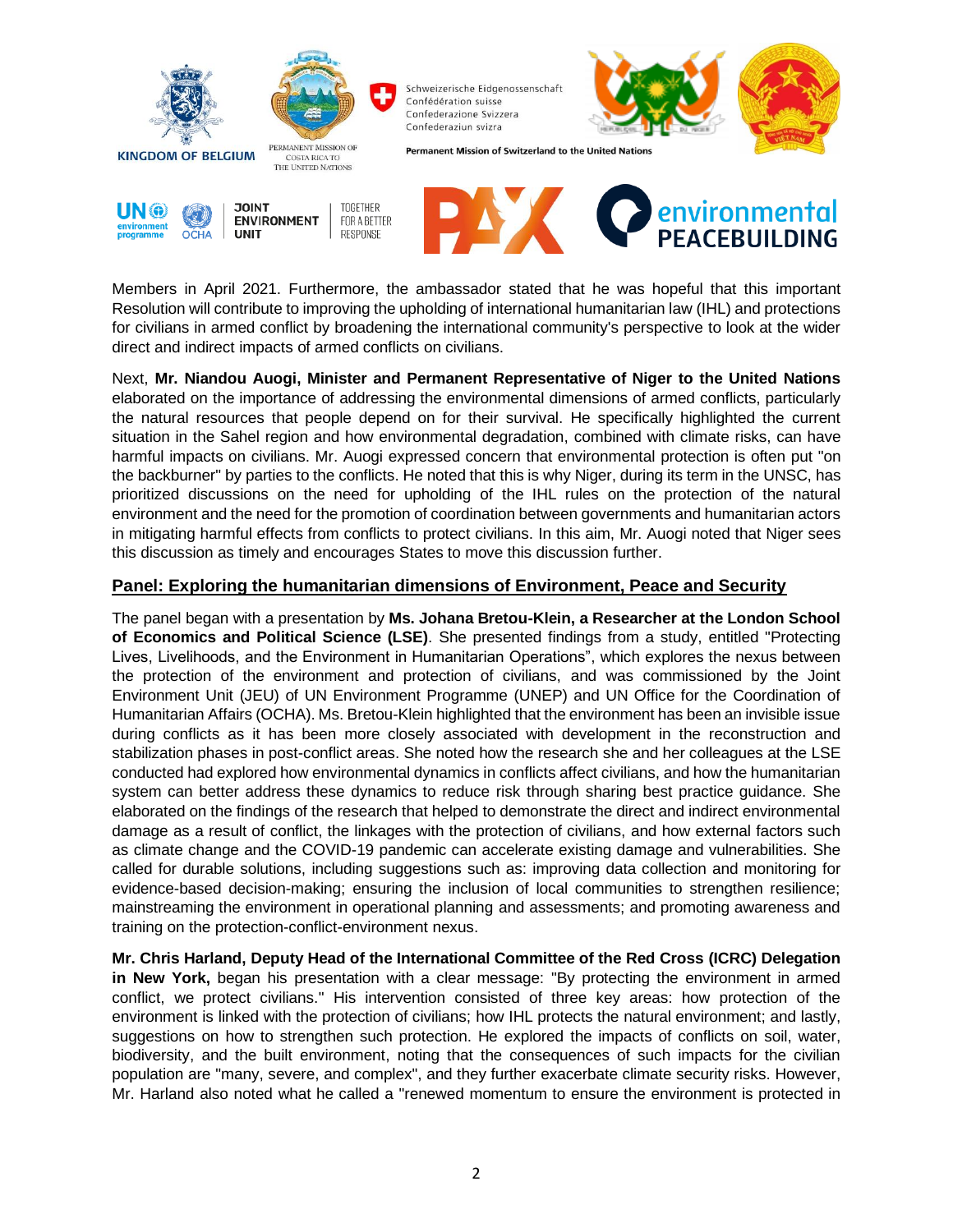Members in April 2021. Furthermore, the ambassador stated that he was hopeful that this important Resolution will contribute to improving the upholding of international humanitarian law (IHL) and protections for civilians in armed conflict by broadening the international community's perspective to look at the wider direct and indirect impacts of armed conflicts on civilians.

Next, **Mr. Niandou Auogi, Minister and Permanent Representative of Niger to the United Nations** elaborated on the importance of addressing the environmental dimensions of armed conflicts, particularly the natural resources that people depend on for their survival. He specifically highlighted the current situation in the Sahel region and how environmental degradation, combined with climate risks, can have harmful impacts on civilians. Mr. Auogi expressed concern that environmental protection is often put "on the backburner" by parties to the conflicts. He noted that this is why Niger, during its term in the UNSC, has prioritized discussions on the need for upholding of the IHL rules on the protection of the natural environment and the need for the promotion of coordination between governments and humanitarian actors in mitigating harmful effects from conflicts to protect civilians. In this aim, Mr. Auogi noted that Niger sees this discussion as timely and encourages States to move this discussion further.

## Panel: Exploring the humanitarian dimensions of Environment, Peace and Security

The panel began with a presentation by **Ms. Johana Bretou-Klein, a Researcher at the London School of Economics and Political Science (LSE)**. She presented findings from a study, entitled "Protecting Lives, Livelihoods, and the Environment in Humanitarian Operations", which explores the nexus between the protection of the environment and protection of civilians, and was commissioned by the Joint Environment Unit (JEU) of UN Environment Programme (UNEP) and UN Office for the Coordination of Humanitarian Affairs (OCHA). Ms. Bretou-Klein highlighted that the environment has been an invisible issue during conflicts as it has been more closely associated with development in the reconstruction and stabilization phases in post-conflict areas. She noted how the research she and her colleagues at the LSE conducted had explored how environmental dynamics in conflicts affect civilians, and how the humanitarian system can better address these dynamics to reduce risk through sharing best practice guidance. She elaborated on the findings of the research that helped to demonstrate the direct and indirect environmental damage as a result of conflict, the linkages with the protection of civilians, and how external factors such as climate change and the COVID-19 pandemic can accelerate existing damage and vulnerabilities. She called for durable solutions, including suggestions such as: improving data collection and monitoring for evidence-based decision-making; ensuring the inclusion of local communities to strengthen resilience; mainstreaming the environment in operational planning and assessments; and promoting awareness and training on the protection-conflict-environment nexus.

**Mr. Chris Harland, Deputy Head of the International Committee of the Red Cross (ICRC) Delegation in New York,** began his presentation with a clear message: "By protecting the environment in armed conflict, we protect civilians." His intervention consisted of three key areas: how protection of the environment is linked with the protection of civilians; how IHL protects the natural environment; and lastly, suggestions on how to strengthen such protection. He explored the impacts of conflicts on soil, water, biodiversity, and the built environment, noting that the consequences of such impacts for the civilian population are "many, severe, and complex", and they further exacerbate climate security risks. However, Mr. Harland also noted what he called a "renewed momentum to ensure the environment is protected in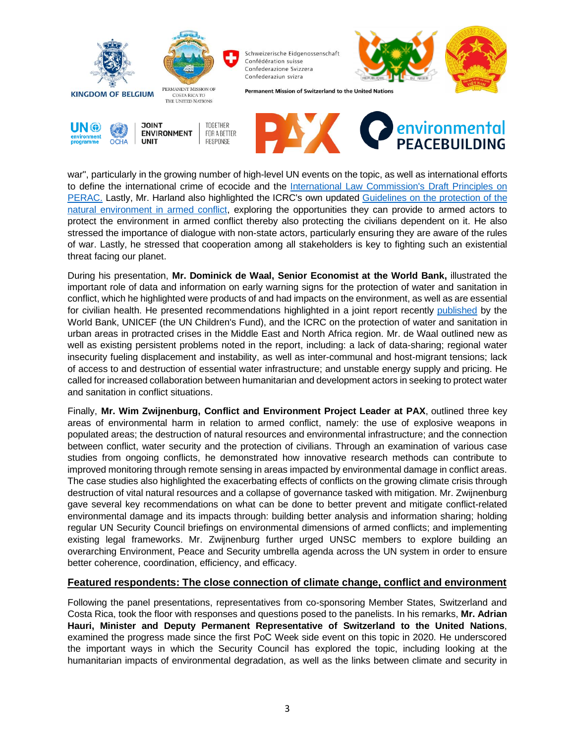war", particularly in the growing number of high-level UN events on the topic, as well as international efforts to define the international crime of ecocide and the International Law Commission's Draft Principles on PERAC. Lastly, Mr. Harland also highlighted the ICRC's own updated Guidelines on the protection of the natural environment in armed conflict, exploring the opportunities they can provide to armed actors to protect the environment in armed conflict thereby also protecting the civilians dependent on it. He also stressed the importance of dialogue with non-state actors, particularly ensuring they are aware of the rules of war. Lastly, he stressed that cooperation among all stakeholders is key to fighting such an existential threat facing our planet.

During his presentation, **Mr. Dominick de Waal, Senior Economist at the World Bank,** illustrated the important role of data and information on early warning signs for the protection of water and sanitation in conflict, which he highlighted were products of and had impacts on the environment, as well as are essential for civilian health. He presented recommendations highlighted in a joint report recently published by the World Bank, UNICEF (the UN Children's Fund), and the ICRC on the protection of water and sanitation in urban areas in protracted crises in the Middle East and North Africa region. Mr. de Waal outlined new as well as existing persistent problems noted in the report, including: a lack of data-sharing; regional water insecurity fueling displacement and instability, as well as inter-communal and host-migrant tensions; lack of access to and destruction of essential water infrastructure; and unstable energy supply and pricing. He called for increased collaboration between humanitarian and development actors in seeking to protect water and sanitation in conflict situations.

Finally, **Mr. Wim Zwijnenburg, Conflict and Environment Project Leader at PAX**, outlined three key areas of environmental harm in relation to armed conflict, namely: the use of explosive weapons in populated areas; the destruction of natural resources and environmental infrastructure; and the connection between conflict, water security and the protection of civilians. Through an examination of various case studies from ongoing conflicts, he demonstrated how innovative research methods can contribute to improved monitoring through remote sensing in areas impacted by environmental damage in conflict areas. The case studies also highlighted the exacerbating effects of conflicts on the growing climate crisis through destruction of vital natural resources and a collapse of governance tasked with mitigation. Mr. Zwijnenburg gave several key recommendations on what can be done to better prevent and mitigate conflict-related environmental damage and its impacts through: building better analysis and information sharing; holding regular UN Security Council briefings on environmental dimensions of armed conflicts; and implementing existing legal frameworks. Mr. Zwijnenburg further urged UNSC members to explore building an overarching Environment, Peace and Security umbrella agenda across the UN system in order to ensure better coherence, coordination, efficiency, and efficacy.

## Featured respondents: The close connection of climate change, conflict and environment

Following the panel presentations, representatives from co-sponsoring Member States, Switzerland and Costa Rica, took the floor with responses and questions posed to the panelists. In his remarks, **Mr. Adrian Hauri, Minister and Deputy Permanent Representative of Switzerland to the United Nations**, examined the progress made since the first PoC Week side event on this topic in 2020. He underscored the important ways in which the Security Council has explored the topic, including looking at the humanitarian impacts of environmental degradation, as well as the links between climate and security in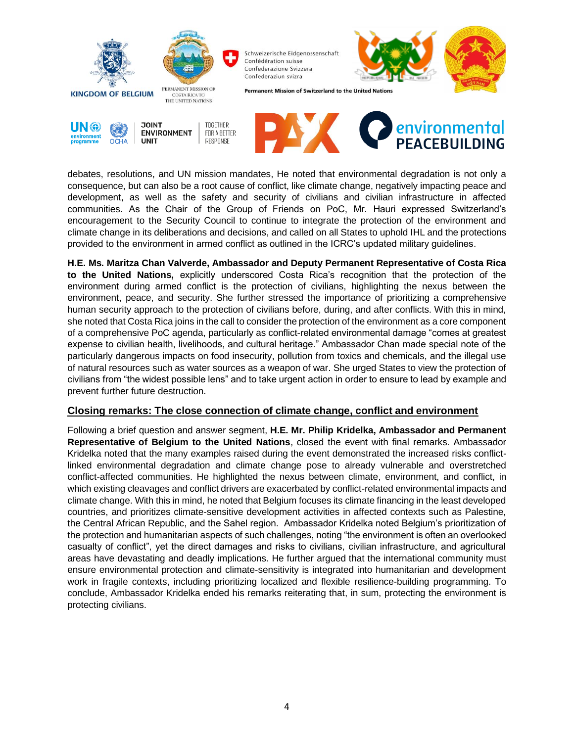debates, resolutions, and UN mission mandates, He noted that environmental degradation is not only a consequence, but can also be a root cause of conflict, like climate change, negatively impacting peace and development, as well as the safety and security of civilians and civilian infrastructure in affected communities. As the Chair of the Group of Friends on PoC, Mr. Hauri expressed Switzerland's encouragement to the Security Council to continue to integrate the protection of the environment and climate change in its deliberations and decisions, and called on all States to uphold IHL and the protections provided to the environment in armed conflict as outlined in the ICRC's updated military guidelines.

**H.E. Ms. Maritza Chan Valverde, Ambassador and Deputy Permanent Representative of Costa Rica to the United Nations,** explicitly underscored Costa Rica's recognition that the protection of the environment during armed conflict is the protection of civilians, highlighting the nexus between the environment, peace, and security. She further stressed the importance of prioritizing a comprehensive human security approach to the protection of civilians before, during, and after conflicts. With this in mind, she noted that Costa Rica joins in the call to consider the protection of the environment as a core component of a comprehensive PoC agenda, particularly as conflict-related environmental damage "comes at greatest expense to civilian health, livelihoods, and cultural heritage." Ambassador Chan made special note of the particularly dangerous impacts on food insecurity, pollution from toxics and chemicals, and the illegal use of natural resources such as water sources as a weapon of war. She urged States to view the protection of civilians from "the widest possible lens" and to take urgent action in order to ensure to lead by example and prevent further future destruction.

## Closing remarks: The close connection of climate change, conflict and environment

Following a brief question and answer segment, **H.E. Mr. Philip Kridelka, Ambassador and Permanent Representative of Belgium to the United Nations**, closed the event with final remarks. Ambassador Kridelka noted that the many examples raised during the event demonstrated the increased risks conflict-linked environmental degradation and climate change pose to already vulnerable and overstretched conflict-affected communities. He highlighted the nexus between climate, environment, and conflict, in which existing cleavages and conflict drivers are exacerbated by conflict-related environmental impacts and climate change. With this in mind, he noted that Belgium focuses its climate financing in the least developed countries, and prioritizes climate-sensitive development activities in affected contexts such as Palestine, the Central African Republic, and the Sahel region. Ambassador Kridelka noted Belgium's prioritization of the protection and humanitarian aspects of such challenges, noting "the environment is often an overlooked casualty of conflict", yet the direct damages and risks to civilians, civilian infrastructure, and agricultural areas have devastating and deadly implications. He further argued that the international community must ensure environmental protection and climate-sensitivity is integrated into humanitarian and development work in fragile contexts, including prioritizing localized and flexible resilience-building programming. To conclude, Ambassador Kridelka ended his remarks reiterating that, in sum, protecting the environment is protecting civilians.